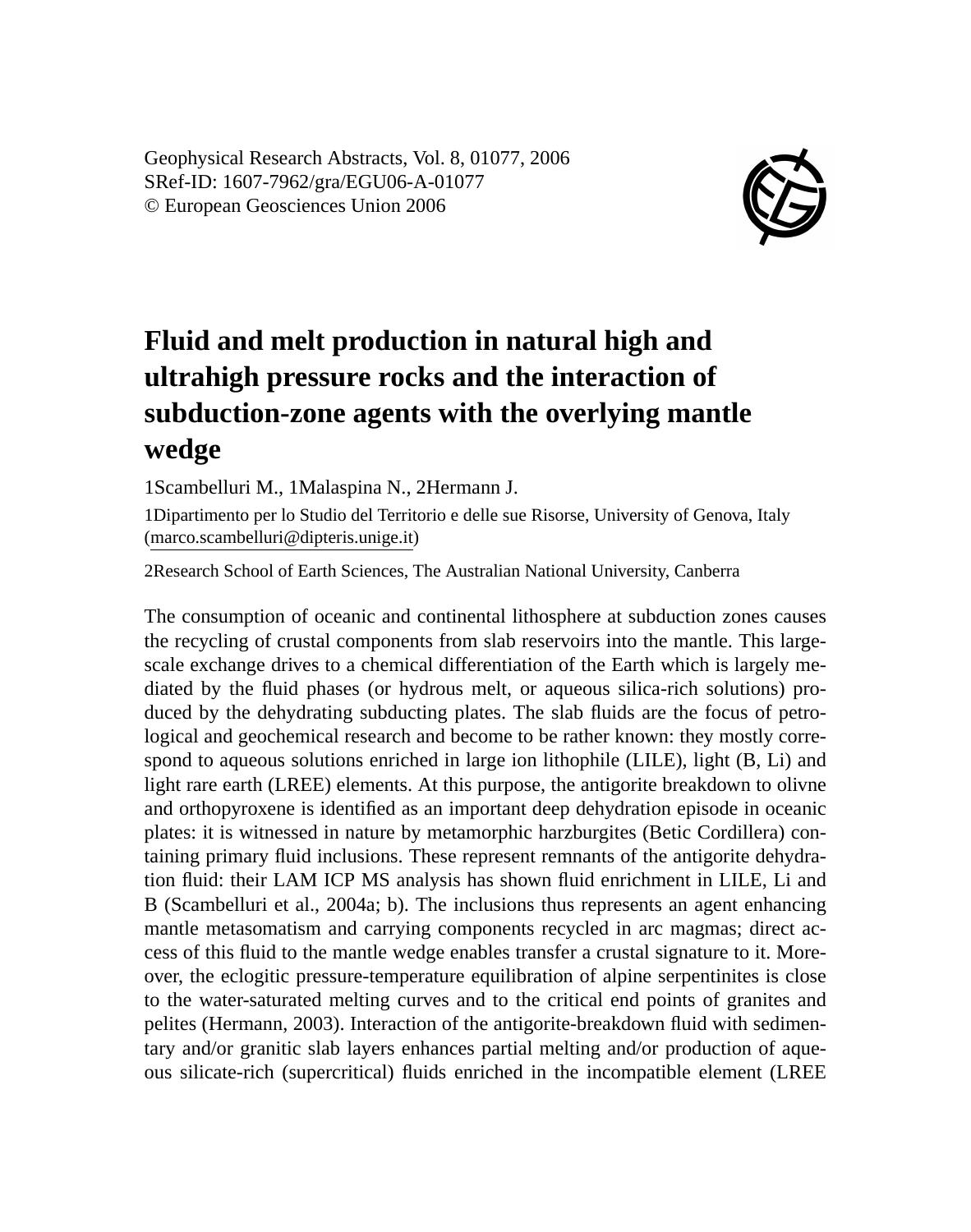Geophysical Research Abstracts, Vol. 8, 01077, 2006
SRef-ID: 1607-7962/gra/EGU06-A-01077
© European Geosciences Union 2006

# Fluid and melt production in natural high and ultrahigh pressure rocks and the interaction of subduction-zone agents with the overlying mantle wedge

1Scambelluri M., 1Malaspina N., 2Hermann J.

1Dipartimento per lo Studio del Territorio e delle sue Risorse, University of Genova, Italy (marco.scambelluri@dipteris.unige.it)

2Research School of Earth Sciences, The Australian National University, Canberra

The consumption of oceanic and continental lithosphere at subduction zones causes the recycling of crustal components from slab reservoirs into the mantle. This large-scale exchange drives to a chemical differentiation of the Earth which is largely mediated by the fluid phases (or hydrous melt, or aqueous silica-rich solutions) produced by the dehydrating subducting plates. The slab fluids are the focus of petrological and geochemical research and become to be rather known: they mostly correspond to aqueous solutions enriched in large ion lithophile (LILE), light (B, Li) and light rare earth (LREE) elements. At this purpose, the antigorite breakdown to olivne and orthopyroxene is identified as an important deep dehydration episode in oceanic plates: it is witnessed in nature by metamorphic harzburgites (Betic Cordillera) containing primary fluid inclusions. These represent remnants of the antigorite dehydration fluid: their LAM ICP MS analysis has shown fluid enrichment in LILE, Li and B (Scambelluri et al., 2004a; b). The inclusions thus represents an agent enhancing mantle metasomatism and carrying components recycled in arc magmas; direct access of this fluid to the mantle wedge enables transfer a crustal signature to it. Moreover, the eclogitic pressure-temperature equilibration of alpine serpentinites is close to the water-saturated melting curves and to the critical end points of granites and pelites (Hermann, 2003). Interaction of the antigorite-breakdown fluid with sedimentary and/or granitic slab layers enhances partial melting and/or production of aqueous silicate-rich (supercritical) fluids enriched in the incompatible element (LREE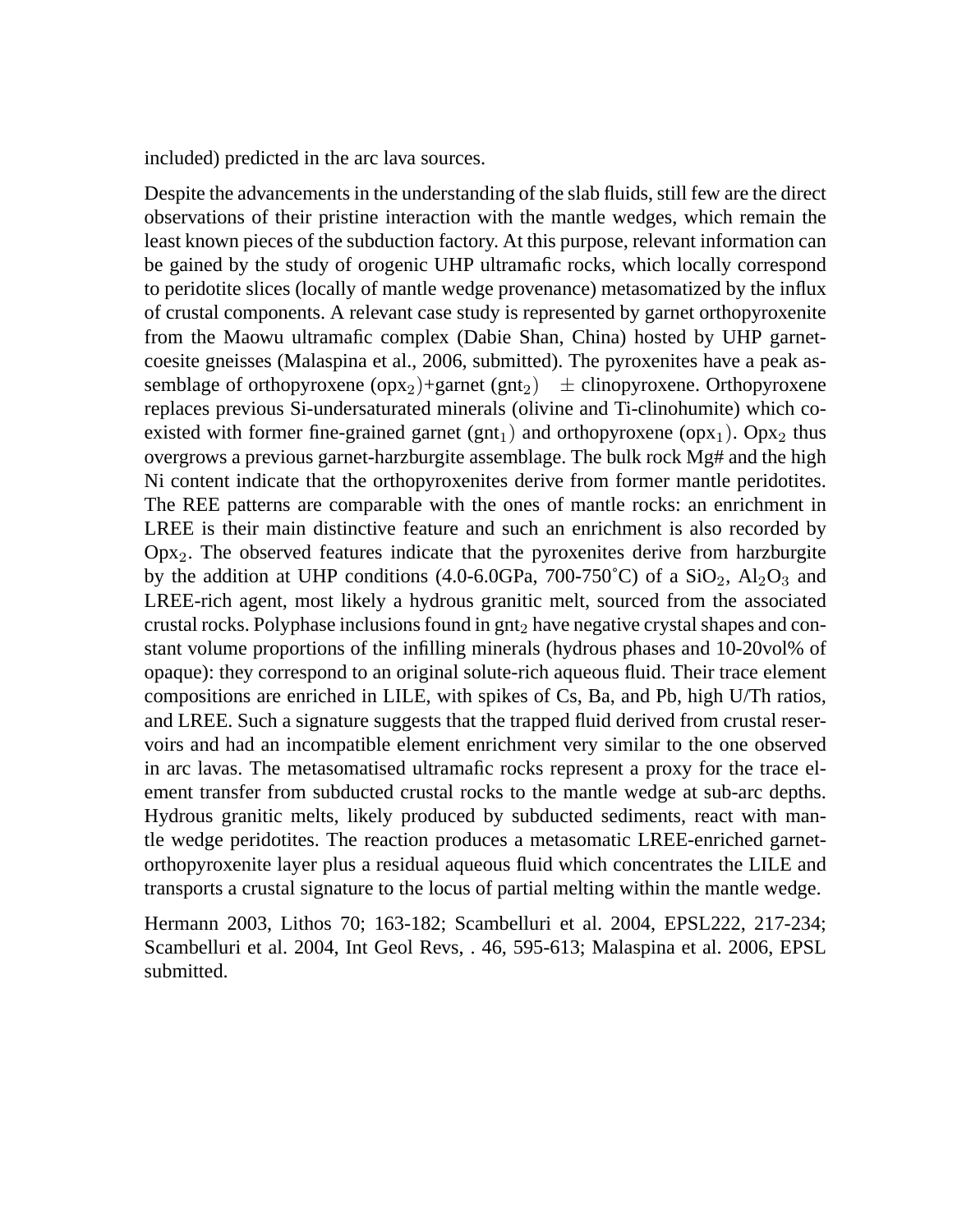included) predicted in the arc lava sources.

Despite the advancements in the understanding of the slab fluids, still few are the direct observations of their pristine interaction with the mantle wedges, which remain the least known pieces of the subduction factory. At this purpose, relevant information can be gained by the study of orogenic UHP ultramafic rocks, which locally correspond to peridotite slices (locally of mantle wedge provenance) metasomatized by the influx of crustal components. A relevant case study is represented by garnet orthopyroxenite from the Maowu ultramafic complex (Dabie Shan, China) hosted by UHP garnet-coesite gneisses (Malaspina et al., 2006, submitted). The pyroxenites have a peak assemblage of orthopyroxene ($opx_2$)+garnet ($gnt_2$) $\pm$ clinopyroxene. Orthopyroxene replaces previous Si-undersaturated minerals (olivine and Ti-clinohumite) which coexisted with former fine-grained garnet ($gnt_1$) and orthopyroxene ($opx_1$). $Opx_2$ thus overgrows a previous garnet-harzburgite assemblage. The bulk rock Mg# and the high Ni content indicate that the orthopyroxenites derive from former mantle peridotites. The REE patterns are comparable with the ones of mantle rocks: an enrichment in LREE is their main distinctive feature and such an enrichment is also recorded by $Opx_2$. The observed features indicate that the pyroxenites derive from harzburgite by the addition at UHP conditions (4.0-6.0GPa, 700-750˚C) of a $SiO_2$, $Al_2O_3$ and LREE-rich agent, most likely a hydrous granitic melt, sourced from the associated crustal rocks. Polyphase inclusions found in $gnt_2$ have negative crystal shapes and constant volume proportions of the infilling minerals (hydrous phases and 10-20vol% of opaque): they correspond to an original solute-rich aqueous fluid. Their trace element compositions are enriched in LILE, with spikes of Cs, Ba, and Pb, high U/Th ratios, and LREE. Such a signature suggests that the trapped fluid derived from crustal reservoirs and had an incompatible element enrichment very similar to the one observed in arc lavas. The metasomatised ultramafic rocks represent a proxy for the trace element transfer from subducted crustal rocks to the mantle wedge at sub-arc depths. Hydrous granitic melts, likely produced by subducted sediments, react with mantle wedge peridotites. The reaction produces a metasomatic LREE-enriched garnet-orthopyroxenite layer plus a residual aqueous fluid which concentrates the LILE and transports a crustal signature to the locus of partial melting within the mantle wedge.

Hermann 2003, Lithos 70; 163-182; Scambelluri et al. 2004, EPSL222, 217-234; Scambelluri et al. 2004, Int Geol Revs, . 46, 595-613; Malaspina et al. 2006, EPSL submitted.